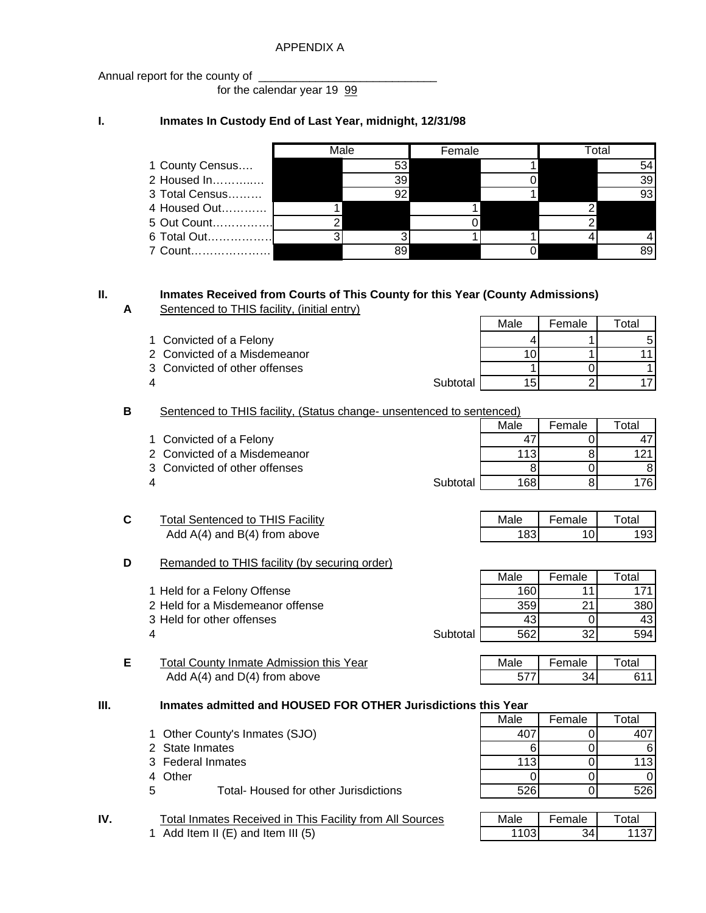APPENDIX A

Annual report for the county of \_\_\_\_\_\_\_\_\_\_\_\_\_\_\_\_\_\_\_\_\_\_\_\_\_\_\_\_\_\_
for the calendar year 19 99

## I. Inmates In Custody End of Last Year, midnight, 12/31/98

| | Male | | Female | | Total | |
|---|---|---|---|---|---|---|
| 1 County Census…. | | 53 | | 1 | | 54 |
| 2 Housed In………..… | | 39 | | 0 | | 39 |
| 3 Total Census……… | | 92 | | 1 | | 93 |
| 4 Housed Out………… | 1 | | 1 | | 2 | |
| 5 Out Count…………… | 2 | | 0 | | 2 | |
| 6 Total Out……………. | 3 | 3 | 1 | 1 | 4 | 4 |
| 7 Count………………… | | 89 | | 0 | | 89 |

## II. Inmates Received from Courts of This County for this Year (County Admissions)

**A** Sentenced to THIS facility, (initial entry)

| | Male | Female | Total |
|---|---|---|---|
| 1 Convicted of a Felony | 4 | 1 | 5 |
| 2 Convicted of a Misdemeanor | 10 | 1 | 11 |
| 3 Convicted of other offenses | 1 | 0 | 1 |
| 4 Subtotal | 15 | 2 | 17 |

**B** Sentenced to THIS facility, (Status change- unsentenced to sentenced)

| | Male | Female | Total |
|---|---|---|---|
| 1 Convicted of a Felony | 47 | 0 | 47 |
| 2 Convicted of a Misdemeanor | 113 | 8 | 121 |
| 3 Convicted of other offenses | 8 | 0 | 8 |
| 4 Subtotal | 168 | 8 | 176 |

**C** Total Sentenced to THIS Facility

| | Male | Female | Total |
|---|---|---|---|
| Add A(4) and B(4) from above | 183 | 10 | 193 |

**D** Remanded to THIS facility (by securing order)

| | Male | Female | Total |
|---|---|---|---|
| 1 Held for a Felony Offense | 160 | 11 | 171 |
| 2 Held for a Misdemeanor offense | 359 | 21 | 380 |
| 3 Held for other offenses | 43 | 0 | 43 |
| 4 Subtotal | 562 | 32 | 594 |

**E** Total County Inmate Admission this Year

| | Male | Female | Total |
|---|---|---|---|
| Add A(4) and D(4) from above | 577 | 34 | 611 |

## III. Inmates admitted and HOUSED FOR OTHER Jurisdictions this Year

| | Male | Female | Total |
|---|---|---|---|
| 1 Other County's Inmates (SJO) | 407 | 0 | 407 |
| 2 State Inmates | 6 | 0 | 6 |
| 3 Federal Inmates | 113 | 0 | 113 |
| 4 Other | 0 | 0 | 0 |
| 5 Total- Housed for other Jurisdictions | 526 | 0 | 526 |

## IV. Total Inmates Received in This Facility from All Sources

| | Male | Female | Total |
|---|---|---|---|
| 1 Add Item II (E) and Item III (5) | 1103 | 34 | 1137 |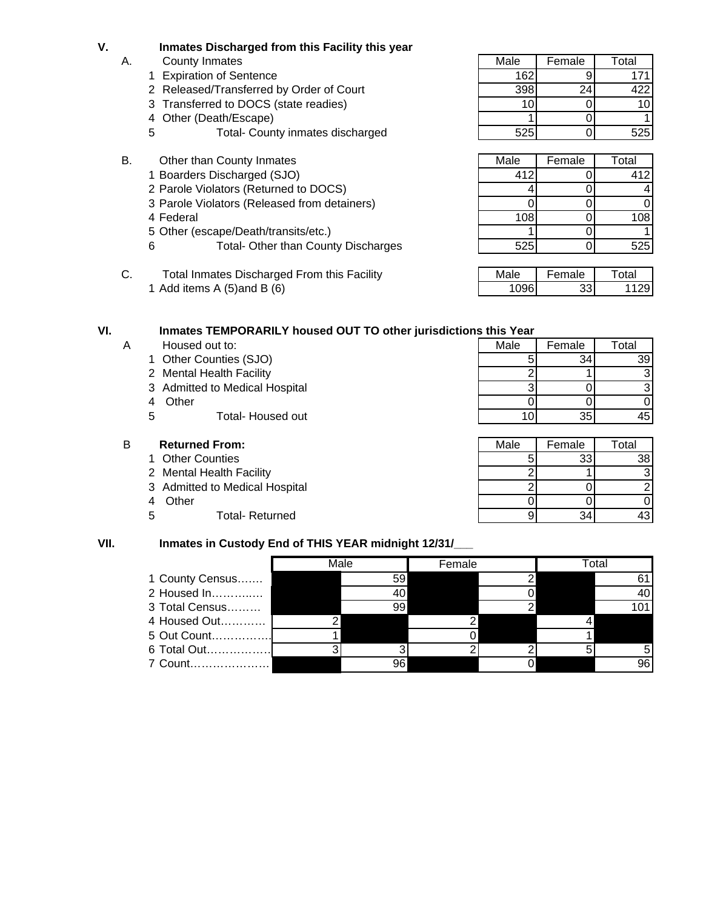## V. Inmates Discharged from this Facility this year

### A. County Inmates

| | Male | Female | Total |
|---|---|---|---|
| 1 Expiration of Sentence | 162 | 9 | 171 |
| 2 Released/Transferred by Order of Court | 398 | 24 | 422 |
| 3 Transferred to DOCS (state readies) | 10 | 0 | 10 |
| 4 Other (Death/Escape) | 1 | 0 | 1 |
| 5 Total- County inmates discharged | 525 | 0 | 525 |

### B. Other than County Inmates

| | Male | Female | Total |
|---|---|---|---|
| 1 Boarders Discharged (SJO) | 412 | 0 | 412 |
| 2 Parole Violators (Returned to DOCS) | 4 | 0 | 4 |
| 3 Parole Violators (Released from detainers) | 0 | 0 | 0 |
| 4 Federal | 108 | 0 | 108 |
| 5 Other (escape/Death/transits/etc.) | 1 | 0 | 1 |
| 6 Total- Other than County Discharges | 525 | 0 | 525 |

### C. Total Inmates Discharged From this Facility

| | Male | Female | Total |
|---|---|---|---|
| 1 Add items A (5)and B (6) | 1096 | 33 | 1129 |

## VI. Inmates TEMPORARILY housed OUT TO other jurisdictions this Year

### A Housed out to:

| | Male | Female | Total |
|---|---|---|---|
| 1 Other Counties (SJO) | 5 | 34 | 39 |
| 2 Mental Health Facility | 2 | 1 | 3 |
| 3 Admitted to Medical Hospital | 3 | 0 | 3 |
| 4 Other | 0 | 0 | 0 |
| 5 Total- Housed out | 10 | 35 | 45 |

### B Returned From:

| | Male | Female | Total |
|---|---|---|---|
| 1 Other Counties | 5 | 33 | 38 |
| 2 Mental Health Facility | 2 | 1 | 3 |
| 3 Admitted to Medical Hospital | 2 | 0 | 2 |
| 4 Other | 0 | 0 | 0 |
| 5 Total- Returned | 9 | 34 | 43 |

## VII. Inmates in Custody End of THIS YEAR midnight 12/31/___

| | Male | | Female | | Total | |
|---|---|---|---|---|---|---|
| 1 County Census……. | | 59 | | 2 | | 61 |
| 2 Housed In……….…. | | 40 | | 0 | | 40 |
| 3 Total Census……… | | 99 | | 2 | | 101 |
| 4 Housed Out………… | 2 | | 2 | | 4 | |
| 5 Out Count……………. | 1 | | 0 | | 1 | |
| 6 Total Out……………. | 3 | 3 | 2 | 2 | 5 | 5 |
| 7 Count………………… | | 96 | | 0 | | 96 |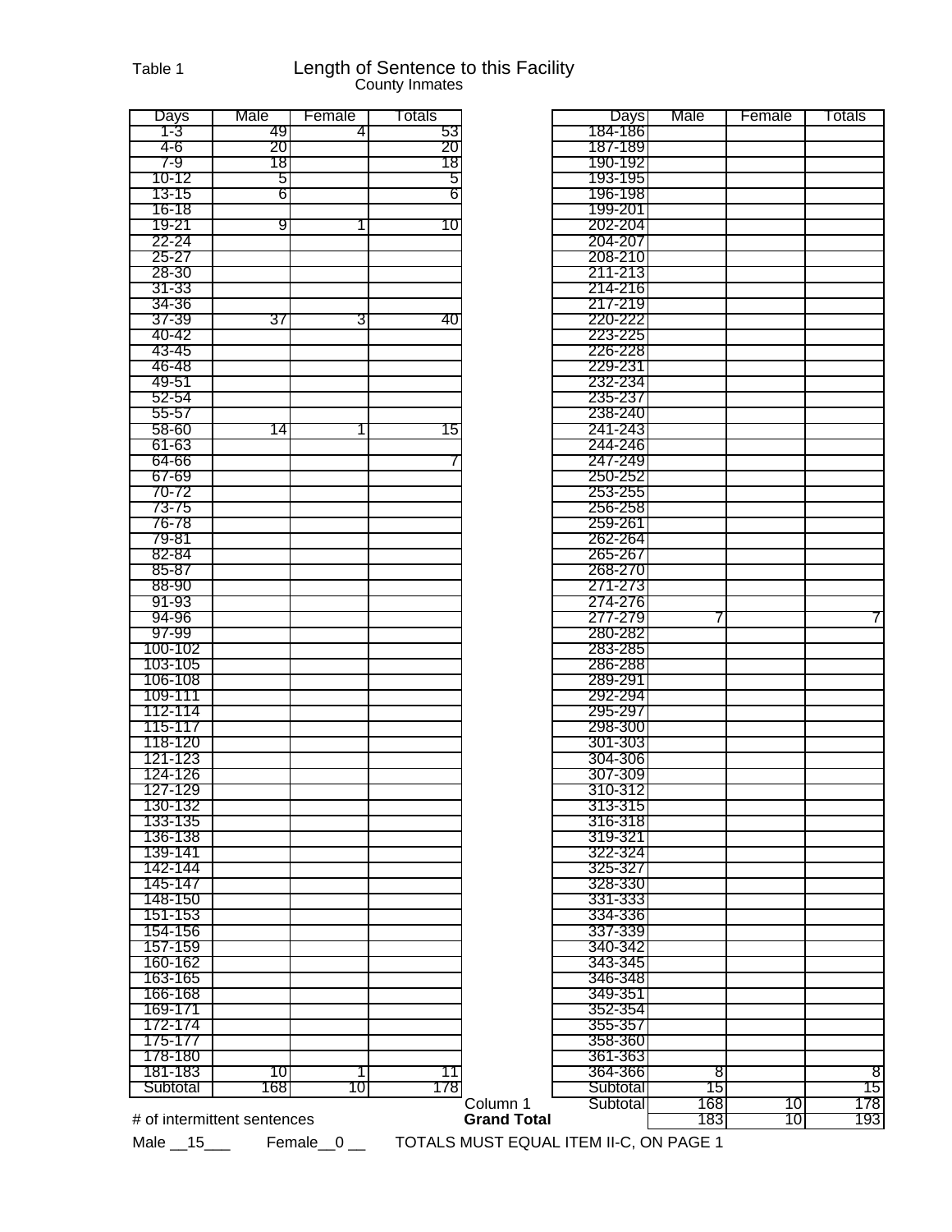Table 1

# Length of Sentence to this Facility

County Inmates

| Days | Male | Female | Totals |
|---|---|---|---|
| 1-3 | 49 | 4 | 53 |
| 4-6 | 20 | | 20 |
| 7-9 | 18 | | 18 |
| 10-12 | 5 | | 5 |
| 13-15 | 6 | | 6 |
| 16-18 | | | |
| 19-21 | 9 | 1 | 10 |
| 22-24 | | | |
| 25-27 | | | |
| 28-30 | | | |
| 31-33 | | | |
| 34-36 | | | |
| 37-39 | 37 | 3 | 40 |
| 40-42 | | | |
| 43-45 | | | |
| 46-48 | | | |
| 49-51 | | | |
| 52-54 | | | |
| 55-57 | | | |
| 58-60 | 14 | 1 | 15 |
| 61-63 | | | |
| 64-66 | | | 7 |
| 67-69 | | | |
| 70-72 | | | |
| 73-75 | | | |
| 76-78 | | | |
| 79-81 | | | |
| 82-84 | | | |
| 85-87 | | | |
| 88-90 | | | |
| 91-93 | | | |
| 94-96 | | | |
| 97-99 | | | |
| 100-102 | | | |
| 103-105 | | | |
| 106-108 | | | |
| 109-111 | | | |
| 112-114 | | | |
| 115-117 | | | |
| 118-120 | | | |
| 121-123 | | | |
| 124-126 | | | |
| 127-129 | | | |
| 130-132 | | | |
| 133-135 | | | |
| 136-138 | | | |
| 139-141 | | | |
| 142-144 | | | |
| 145-147 | | | |
| 148-150 | | | |
| 151-153 | | | |
| 154-156 | | | |
| 157-159 | | | |
| 160-162 | | | |
| 163-165 | | | |
| 166-168 | | | |
| 169-171 | | | |
| 172-174 | | | |
| 175-177 | | | |
| 178-180 | | | |
| 181-183 | 10 | 1 | 11 |
| Subtotal | 168 | 10 | 178 |

| Days | Male | Female | Totals |
|---|---|---|---|
| 184-186 | | | |
| 187-189 | | | |
| 190-192 | | | |
| 193-195 | | | |
| 196-198 | | | |
| 199-201 | | | |
| 202-204 | | | |
| 204-207 | | | |
| 208-210 | | | |
| 211-213 | | | |
| 214-216 | | | |
| 217-219 | | | |
| 220-222 | | | |
| 223-225 | | | |
| 226-228 | | | |
| 229-231 | | | |
| 232-234 | | | |
| 235-237 | | | |
| 238-240 | | | |
| 241-243 | | | |
| 244-246 | | | |
| 247-249 | | | |
| 250-252 | | | |
| 253-255 | | | |
| 256-258 | | | |
| 259-261 | | | |
| 262-264 | | | |
| 265-267 | | | |
| 268-270 | | | |
| 271-273 | | | |
| 274-276 | | | |
| 277-279 | 7 | | 7 |
| 280-282 | | | |
| 283-285 | | | |
| 286-288 | | | |
| 289-291 | | | |
| 292-294 | | | |
| 295-297 | | | |
| 298-300 | | | |
| 301-303 | | | |
| 304-306 | | | |
| 307-309 | | | |
| 310-312 | | | |
| 313-315 | | | |
| 316-318 | | | |
| 319-321 | | | |
| 322-324 | | | |
| 325-327 | | | |
| 328-330 | | | |
| 331-333 | | | |
| 334-336 | | | |
| 337-339 | | | |
| 340-342 | | | |
| 343-345 | | | |
| 346-348 | | | |
| 349-351 | | | |
| 352-354 | | | |
| 355-357 | | | |
| 358-360 | | | |
| 361-363 | | | |
| 364-366 | 8 | | 8 |
| Subtotal | 15 | | 15 |
| Column 1 Subtotal | 168 | 10 | 178 |
| **Grand Total** | 183 | 10 | 193 |

# of intermittent sentences

Male __15___ Female__0 __ TOTALS MUST EQUAL ITEM II-C, ON PAGE 1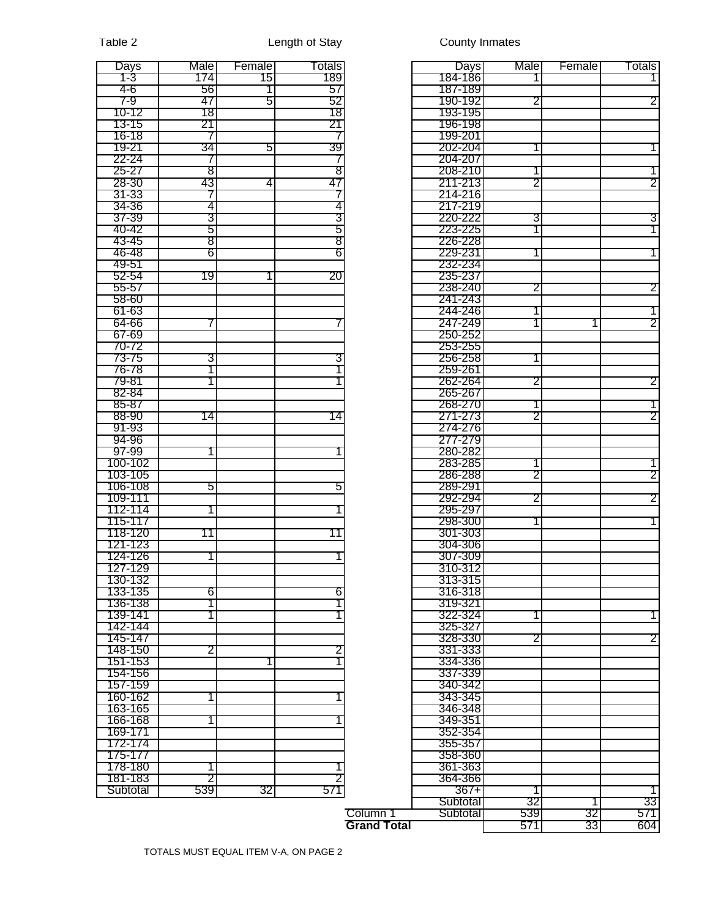Table 2 Length of Stay County Inmates

| Days | Male | Female | Totals |
|---|---|---|---|
| 1-3 | 174 | 15 | 189 |
| 4-6 | 56 | 1 | 57 |
| 7-9 | 47 | 5 | 52 |
| 10-12 | 18 | | 18 |
| 13-15 | 21 | | 21 |
| 16-18 | 7 | | 7 |
| 19-21 | 34 | 5 | 39 |
| 22-24 | 7 | | 7 |
| 25-27 | 8 | | 8 |
| 28-30 | 43 | 4 | 47 |
| 31-33 | 7 | | 7 |
| 34-36 | 4 | | 4 |
| 37-39 | 3 | | 3 |
| 40-42 | 5 | | 5 |
| 43-45 | 8 | | 8 |
| 46-48 | 6 | | 6 |
| 49-51 | | | |
| 52-54 | 19 | 1 | 20 |
| 55-57 | | | |
| 58-60 | | | |
| 61-63 | | | |
| 64-66 | 7 | | 7 |
| 67-69 | | | |
| 70-72 | | | |
| 73-75 | 3 | | 3 |
| 76-78 | 1 | | 1 |
| 79-81 | 1 | | 1 |
| 82-84 | | | |
| 85-87 | | | |
| 88-90 | 14 | | 14 |
| 91-93 | | | |
| 94-96 | | | |
| 97-99 | 1 | | 1 |
| 100-102 | | | |
| 103-105 | | | |
| 106-108 | 5 | | 5 |
| 109-111 | | | |
| 112-114 | 1 | | 1 |
| 115-117 | | | |
| 118-120 | 11 | | 11 |
| 121-123 | | | |
| 124-126 | 1 | | 1 |
| 127-129 | | | |
| 130-132 | | | |
| 133-135 | 6 | | 6 |
| 136-138 | 1 | | 1 |
| 139-141 | 1 | | 1 |
| 142-144 | | | |
| 145-147 | | | |
| 148-150 | 2 | | 2 |
| 151-153 | | 1 | 1 |
| 154-156 | | | |
| 157-159 | | | |
| 160-162 | 1 | | 1 |
| 163-165 | | | |
| 166-168 | 1 | | 1 |
| 169-171 | | | |
| 172-174 | | | |
| 175-177 | | | |
| 178-180 | 1 | | 1 |
| 181-183 | 2 | | 2 |
| Subtotal | 539 | 32 | 571 |

| Days | Male | Female | Totals |
|---|---|---|---|
| 184-186 | 1 | | 1 |
| 187-189 | | | |
| 190-192 | 2 | | 2 |
| 193-195 | | | |
| 196-198 | | | |
| 199-201 | | | |
| 202-204 | 1 | | 1 |
| 204-207 | | | |
| 208-210 | 1 | | 1 |
| 211-213 | 2 | | 2 |
| 214-216 | | | |
| 217-219 | | | |
| 220-222 | 3 | | 3 |
| 223-225 | 1 | | 1 |
| 226-228 | | | |
| 229-231 | 1 | | 1 |
| 232-234 | | | |
| 235-237 | | | |
| 238-240 | 2 | | 2 |
| 241-243 | | | |
| 244-246 | 1 | | 1 |
| 247-249 | 1 | 1 | 2 |
| 250-252 | | | |
| 253-255 | | | |
| 256-258 | 1 | | |
| 259-261 | | | |
| 262-264 | 2 | | 2 |
| 265-267 | | | |
| 268-270 | 1 | | 1 |
| 271-273 | 2 | | 2 |
| 274-276 | | | |
| 277-279 | | | |
| 280-282 | | | |
| 283-285 | 1 | | 1 |
| 286-288 | 2 | | 2 |
| 289-291 | | | |
| 292-294 | 2 | | 2 |
| 295-297 | | | |
| 298-300 | 1 | | 1 |
| 301-303 | | | |
| 304-306 | | | |
| 307-309 | | | |
| 310-312 | | | |
| 313-315 | | | |
| 316-318 | | | |
| 319-321 | | | |
| 322-324 | 1 | | 1 |
| 325-327 | | | |
| 328-330 | 2 | | 2 |
| 331-333 | | | |
| 334-336 | | | |
| 337-339 | | | |
| 340-342 | | | |
| 343-345 | | | |
| 346-348 | | | |
| 349-351 | | | |
| 352-354 | | | |
| 355-357 | | | |
| 358-360 | | | |
| 361-363 | | | |
| 364-366 | | | |
| 367+ | 1 | | 1 |
| Subtotal | 32 | 1 | 33 |
| Column 1 Subtotal | 539 | 32 | 571 |
| **Grand Total** | 571 | 33 | 604 |

TOTALS MUST EQUAL ITEM V-A, ON PAGE 2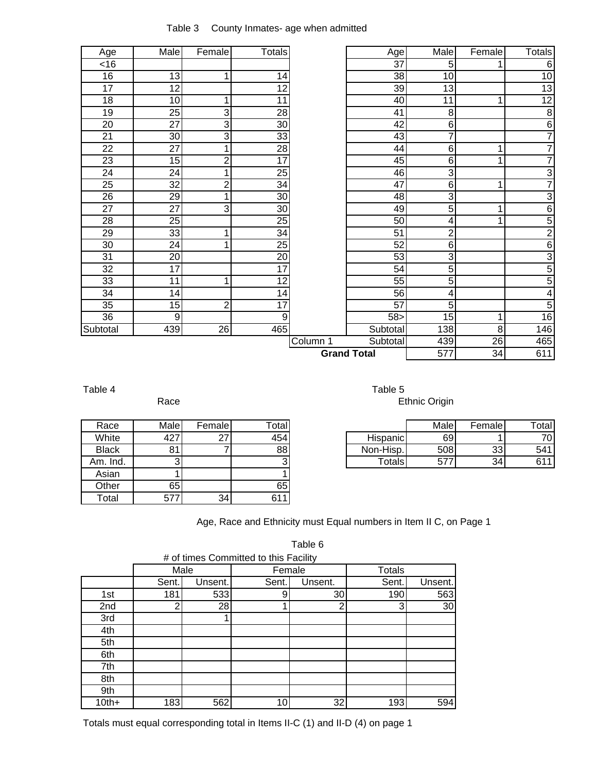Table 3 County Inmates- age when admitted

| Age | Male | Female | Totals | | Age | Male | Female | Totals |
|---|---|---|---|---|---|---|---|---|
| <16 | | | | | 37 | 5 | 1 | 6 |
| 16 | 13 | 1 | 14 | | 38 | 10 | | 10 |
| 17 | 12 | | 12 | | 39 | 13 | | 13 |
| 18 | 10 | 1 | 11 | | 40 | 11 | 1 | 12 |
| 19 | 25 | 3 | 28 | | 41 | 8 | | 8 |
| 20 | 27 | 3 | 30 | | 42 | 6 | | 6 |
| 21 | 30 | 3 | 33 | | 43 | 7 | | 7 |
| 22 | 27 | 1 | 28 | | 44 | 6 | 1 | 7 |
| 23 | 15 | 2 | 17 | | 45 | 6 | 1 | 7 |
| 24 | 24 | 1 | 25 | | 46 | 3 | | 3 |
| 25 | 32 | 2 | 34 | | 47 | 6 | 1 | 7 |
| 26 | 29 | 1 | 30 | | 48 | 3 | | 3 |
| 27 | 27 | 3 | 30 | | 49 | 5 | 1 | 6 |
| 28 | 25 | | 25 | | 50 | 4 | 1 | 5 |
| 29 | 33 | 1 | 34 | | 51 | 2 | | 2 |
| 30 | 24 | 1 | 25 | | 52 | 6 | | 6 |
| 31 | 20 | | 20 | | 53 | 3 | | 3 |
| 32 | 17 | | 17 | | 54 | 5 | | 5 |
| 33 | 11 | 1 | 12 | | 55 | 5 | | 5 |
| 34 | 14 | | 14 | | 56 | 4 | | 4 |
| 35 | 15 | 2 | 17 | | 57 | 5 | | 5 |
| 36 | 9 | | 9 | | 58> | 15 | 1 | 16 |
| Subtotal | 439 | 26 | 465 | | Subtotal | 138 | 8 | 146 |
| | | | | Column 1 | Subtotal | 439 | 26 | 465 |
| | | | | **Grand Total** | | 577 | 34 | 611 |

Table 4

Race

| Race | Male | Female | Total |
|---|---|---|---|
| White | 427 | 27 | 454 |
| Black | 81 | 7 | 88 |
| Am. Ind. | 3 | | 3 |
| Asian | 1 | | 1 |
| Other | 65 | | 65 |
| Total | 577 | 34 | 611 |

Table 5

Ethnic Origin

| | Male | Female | Total |
|---|---|---|---|
| Hispanic | 69 | 1 | 70 |
| Non-Hisp. | 508 | 33 | 541 |
| Totals | 577 | 34 | 611 |

Age, Race and Ethnicity must Equal numbers in Item II C, on Page 1

Table 6

# of times Committed to this Facility

| | Male | | Female | | Totals | |
|---|---|---|---|---|---|---|
| | Sent. | Unsent. | Sent. | Unsent. | Sent. | Unsent. |
| 1st | 181 | 533 | 9 | 30 | 190 | 563 |
| 2nd | 2 | 28 | 1 | 2 | 3 | 30 |
| 3rd | | 1 | | | | |
| 4th | | | | | | |
| 5th | | | | | | |
| 6th | | | | | | |
| 7th | | | | | | |
| 8th | | | | | | |
| 9th | | | | | | |
| 10th+ | 183 | 562 | 10 | 32 | 193 | 594 |

Totals must equal corresponding total in Items II-C (1) and II-D (4) on page 1